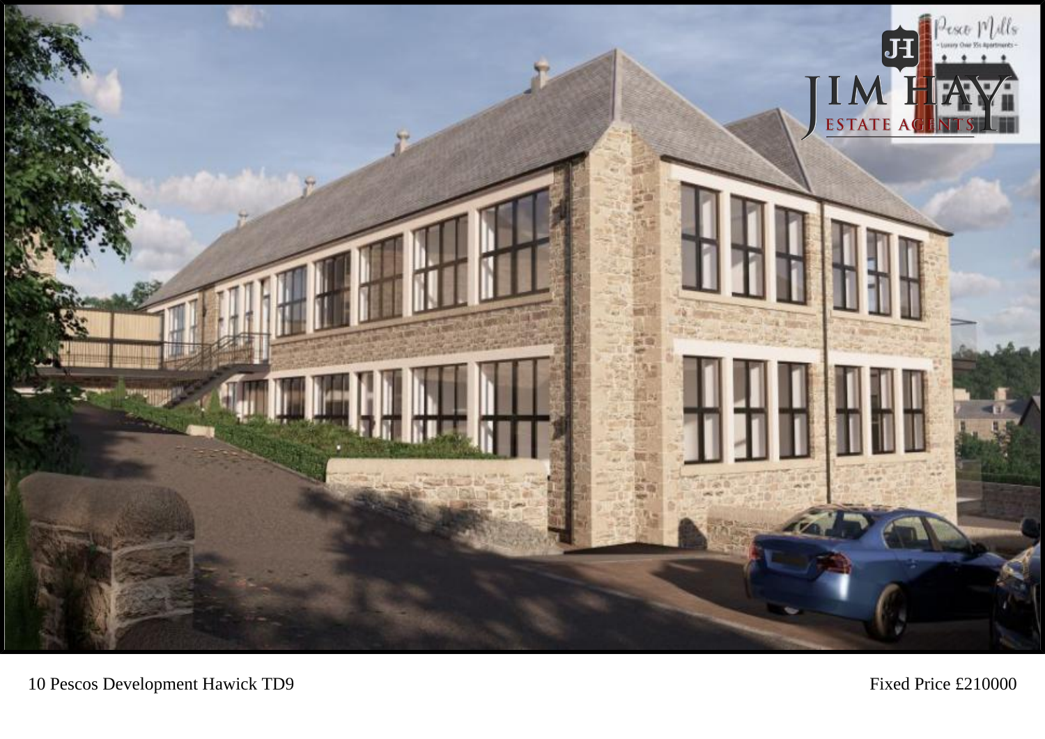10 Pescos Development Hawick TD9

Fixed Price £210000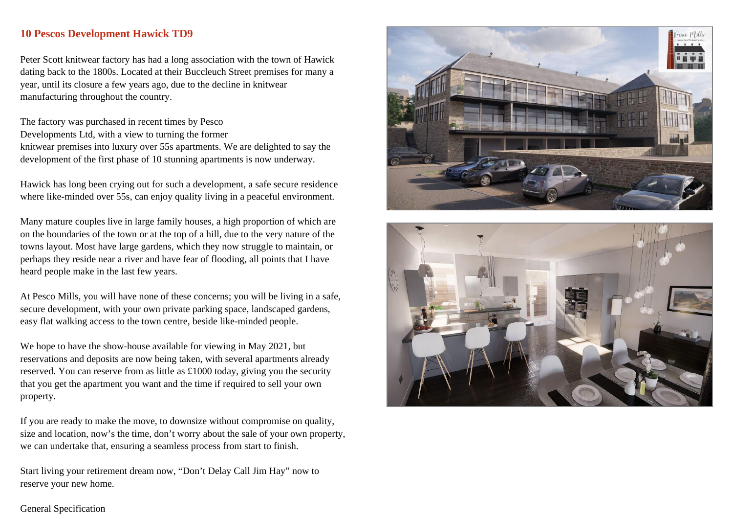## 10 Pescos Development Hawick TD9

Peter Scott knitwear factory has had a long association with the town of Hawick dating back to the 1800s. Located at their Buccleuch Street premises for many a year, until its closure a few years ago, due to the decline in knitwear manufacturing throughout the country.

The factory was purchased in recent times by Pesco Developments Ltd, with a view to turning the former knitwear premises into luxury over 55s apartments. We are delighted to say the development of the first phase of 10 stunning apartments is now underway.

Hawick has long been crying out for such a development, a safe secure residence where like-minded over 55s, can enjoy quality living in a peaceful environment.

Many mature couples live in large family houses, a high proportion of which are on the boundaries of the town or at the top of a hill, due to the very nature of the towns layout. Most have large gardens, which they now struggle to maintain, or perhaps they reside near a river and have fear of flooding, all points that I have heard people make in the last few years.

At Pesco Mills, you will have none of these concerns; you will be living in a safe, secure development, with your own private parking space, landscaped gardens, easy flat walking access to the town centre, beside like-minded people.

We hope to have the show-house available for viewing in May 2021, but reservations and deposits are now being taken, with several apartments already reserved. You can reserve from as little as £1000 today, giving you the security that you get the apartment you want and the time if required to sell your own property.

If you are ready to make the move, to downsize without compromise on quality, size and location, now's the time, don't worry about the sale of your own property, we can undertake that, ensuring a seamless process from start to finish.

Start living your retirement dream now, "Don't Delay Call Jim Hay" now to reserve your new home.

General Specification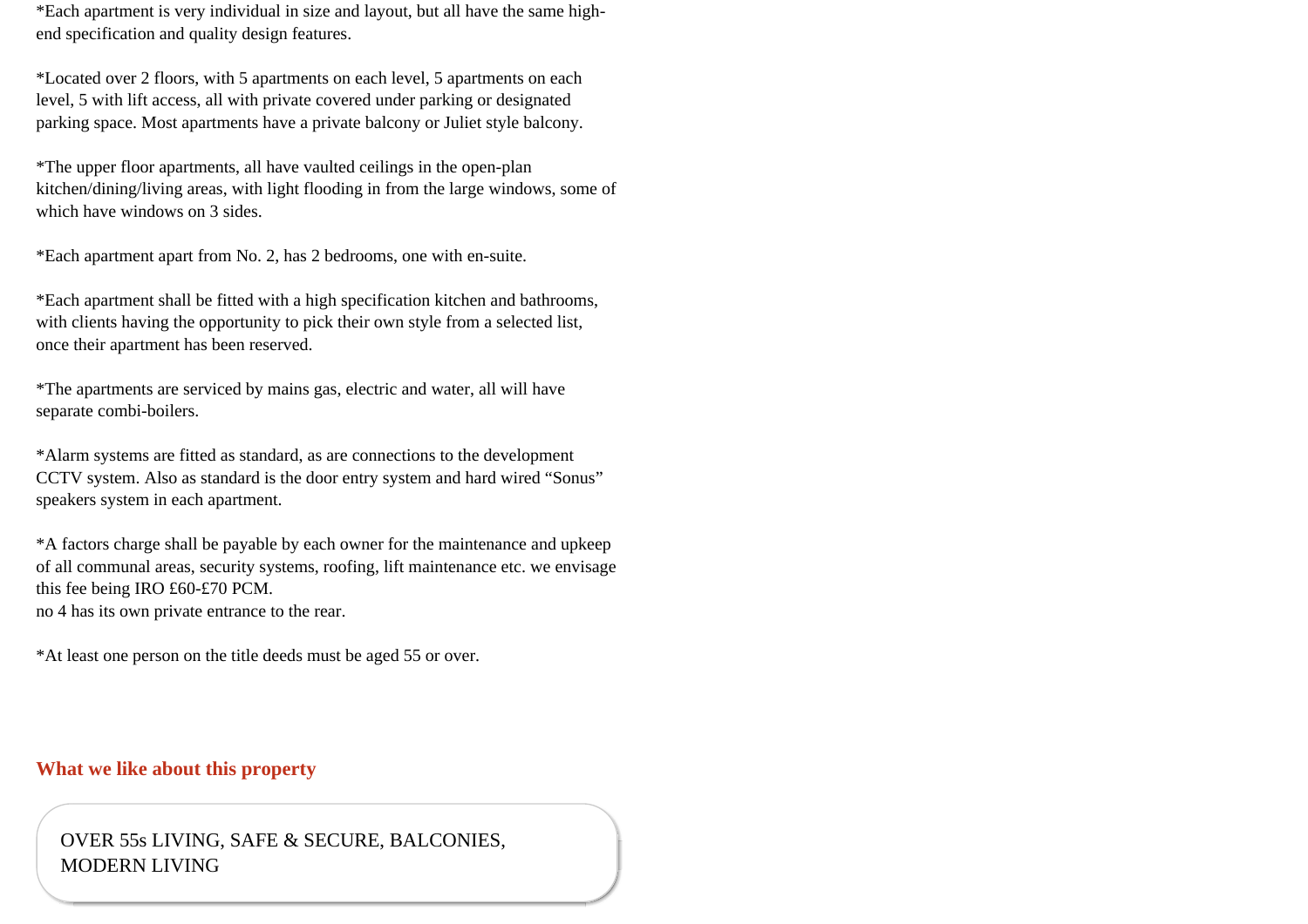*Each apartment is very individual in size and layout, but all have the same high-end specification and quality design features.

*Located over 2 floors, with 5 apartments on each level, 5 apartments on each level, 5 with lift access, all with private covered under parking or designated parking space. Most apartments have a private balcony or Juliet style balcony.

*The upper floor apartments, all have vaulted ceilings in the open-plan kitchen/dining/living areas, with light flooding in from the large windows, some of which have windows on 3 sides.

*Each apartment apart from No. 2, has 2 bedrooms, one with en-suite.

*Each apartment shall be fitted with a high specification kitchen and bathrooms, with clients having the opportunity to pick their own style from a selected list, once their apartment has been reserved.

*The apartments are serviced by mains gas, electric and water, all will have separate combi-boilers.

*Alarm systems are fitted as standard, as are connections to the development CCTV system. Also as standard is the door entry system and hard wired "Sonus" speakers system in each apartment.

*A factors charge shall be payable by each owner for the maintenance and upkeep of all communal areas, security systems, roofing, lift maintenance etc. we envisage this fee being IRO £60-£70 PCM.
no 4 has its own private entrance to the rear.

*At least one person on the title deeds must be aged 55 or over.

## What we like about this property

OVER 55s LIVING, SAFE & SECURE, BALCONIES, MODERN LIVING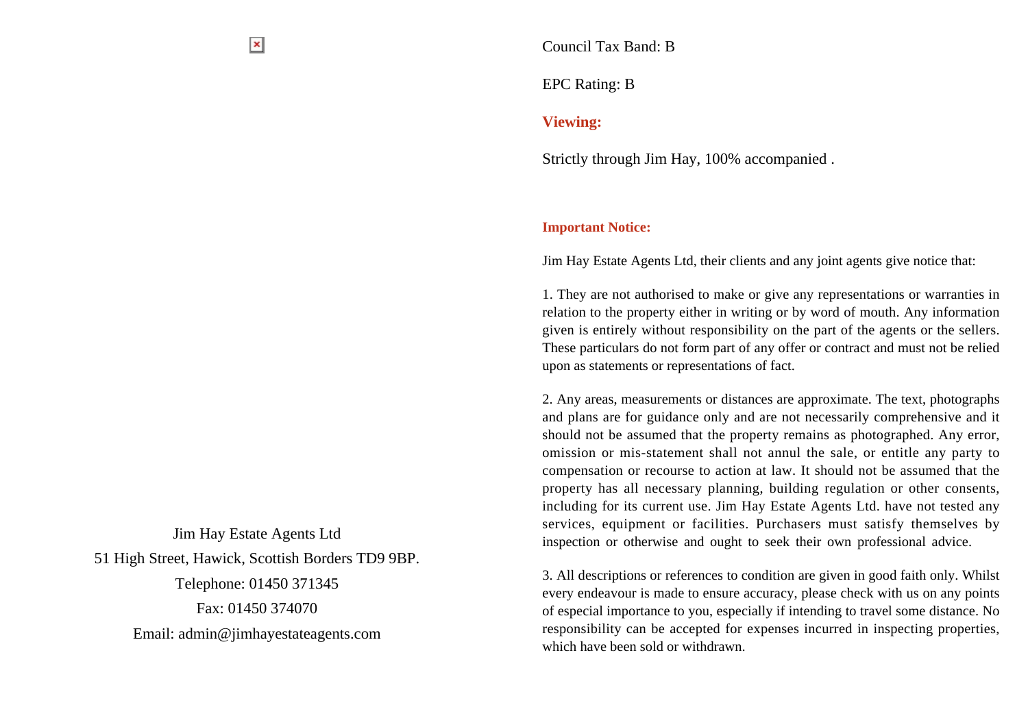Jim Hay Estate Agents Ltd

51 High Street, Hawick, Scottish Borders TD9 9BP.

Telephone: 01450 371345

Fax: 01450 374070

Email: admin@jimhayestateagents.com

Council Tax Band: B

EPC Rating: B

**Viewing:**

Strictly through Jim Hay, 100% accompanied .

**Important Notice:**

Jim Hay Estate Agents Ltd, their clients and any joint agents give notice that:

1. They are not authorised to make or give any representations or warranties in relation to the property either in writing or by word of mouth. Any information given is entirely without responsibility on the part of the agents or the sellers. These particulars do not form part of any offer or contract and must not be relied upon as statements or representations of fact.

2. Any areas, measurements or distances are approximate. The text, photographs and plans are for guidance only and are not necessarily comprehensive and it should not be assumed that the property remains as photographed. Any error, omission or mis-statement shall not annul the sale, or entitle any party to compensation or recourse to action at law. It should not be assumed that the property has all necessary planning, building regulation or other consents, including for its current use. Jim Hay Estate Agents Ltd. have not tested any services, equipment or facilities. Purchasers must satisfy themselves by inspection or otherwise and ought to seek their own professional advice.

3. All descriptions or references to condition are given in good faith only. Whilst every endeavour is made to ensure accuracy, please check with us on any points of especial importance to you, especially if intending to travel some distance. No responsibility can be accepted for expenses incurred in inspecting properties, which have been sold or withdrawn.